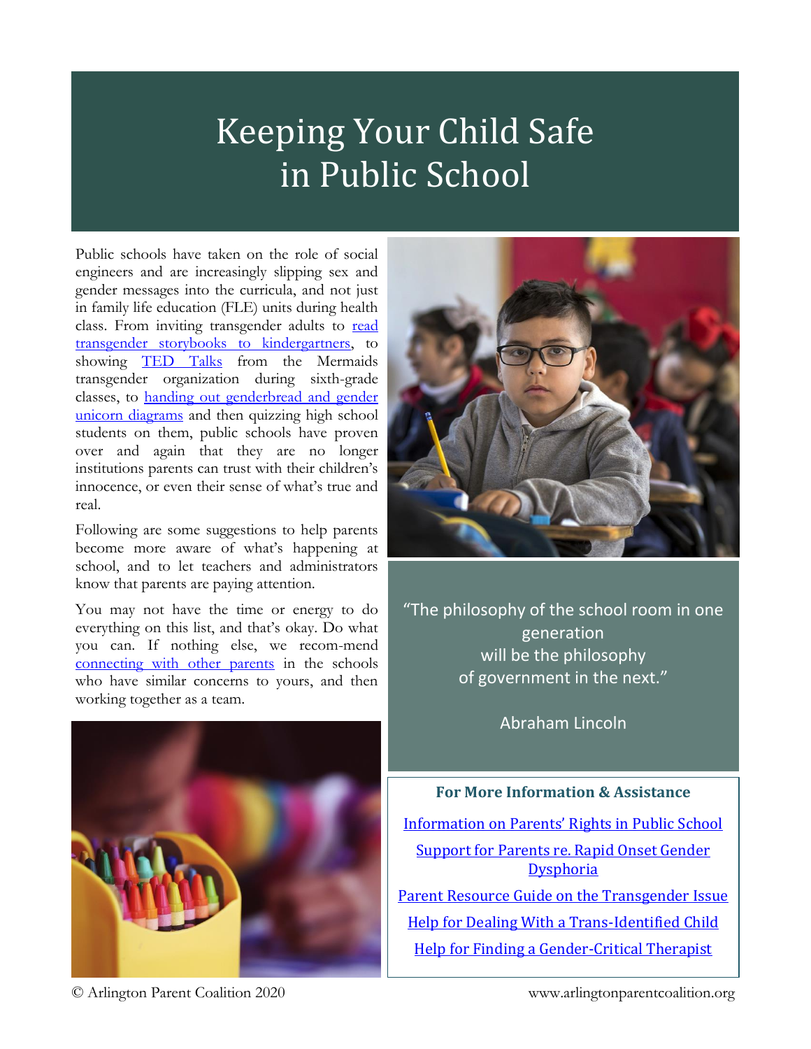# Keeping Your Child Safe in Public School

Public schools have taken on the role of social engineers and are increasingly slipping sex and gender messages into the curricula, and not just in family life education (FLE) units during health class. From inviting transgender adults to read transgender storybooks to kindergartners, to showing TED Talks from the Mermaids transgender organization during sixth-grade classes, to handing out genderbread and gender unicorn diagrams and then quizzing high school students on them, public schools have proven over and again that they are no longer institutions parents can trust with their children's innocence, or even their sense of what's true and real.

Following are some suggestions to help parents become more aware of what's happening at school, and to let teachers and administrators know that parents are paying attention.

You may not have the time or energy to do everything on this list, and that's okay. Do what you can. If nothing else, we recom-mend connecting with other parents in the schools who have similar concerns to yours, and then working together as a team.

"The philosophy of the school room in one generation will be the philosophy of government in the next."

Abraham Lincoln

**For More Information & Assistance**

Information on Parents' Rights in Public School

Support for Parents re. Rapid Onset Gender Dysphoria

Parent Resource Guide on the Transgender Issue

Help for Dealing With a Trans-Identified Child

Help for Finding a Gender-Critical Therapist

© Arlington Parent Coalition 2020

www.arlingtonparentcoalition.org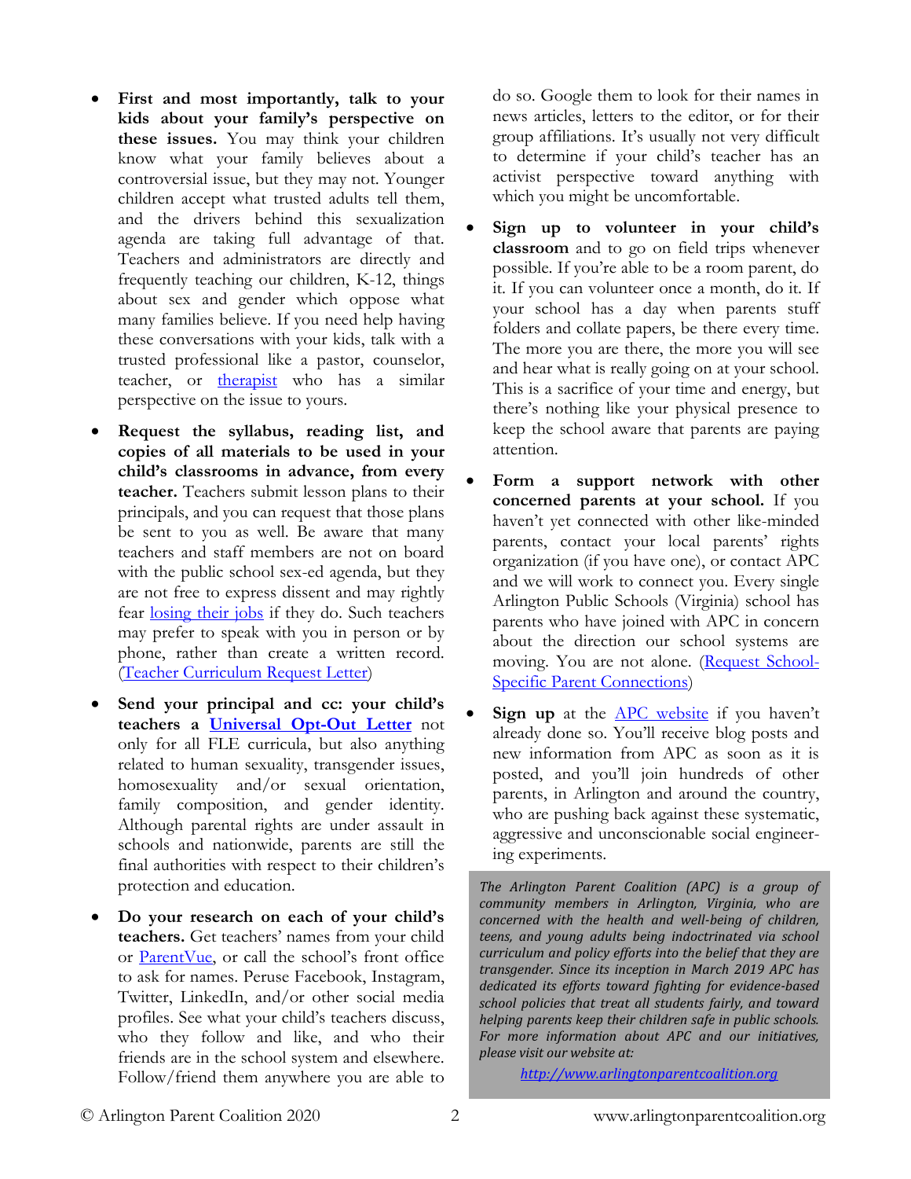- **First and most importantly, talk to your kids about your family's perspective on these issues.** You may think your children know what your family believes about a controversial issue, but they may not. Younger children accept what trusted adults tell them, and the drivers behind this sexualization agenda are taking full advantage of that. Teachers and administrators are directly and frequently teaching our children, K-12, things about sex and gender which oppose what many families believe. If you need help having these conversations with your kids, talk with a trusted professional like a pastor, counselor, teacher, or therapist who has a similar perspective on the issue to yours.

- **Request the syllabus, reading list, and copies of all materials to be used in your child's classrooms in advance, from every teacher.** Teachers submit lesson plans to their principals, and you can request that those plans be sent to you as well. Be aware that many teachers and staff members are not on board with the public school sex-ed agenda, but they are not free to express dissent and may rightly fear losing their jobs if they do. Such teachers may prefer to speak with you in person or by phone, rather than create a written record. (Teacher Curriculum Request Letter)

- **Send your principal and cc: your child's teachers a Universal Opt-Out Letter** not only for all FLE curricula, but also anything related to human sexuality, transgender issues, homosexuality and/or sexual orientation, family composition, and gender identity. Although parental rights are under assault in schools and nationwide, parents are still the final authorities with respect to their children's protection and education.

- **Do your research on each of your child's teachers.** Get teachers' names from your child or ParentVue, or call the school's front office to ask for names. Peruse Facebook, Instagram, Twitter, LinkedIn, and/or other social media profiles. See what your child's teachers discuss, who they follow and like, and who their friends are in the school system and elsewhere. Follow/friend them anywhere you are able to do so. Google them to look for their names in news articles, letters to the editor, or for their group affiliations. It's usually not very difficult to determine if your child's teacher has an activist perspective toward anything with which you might be uncomfortable.

- **Sign up to volunteer in your child's classroom** and to go on field trips whenever possible. If you're able to be a room parent, do it. If you can volunteer once a month, do it. If your school has a day when parents stuff folders and collate papers, be there every time. The more you are there, the more you will see and hear what is really going on at your school. This is a sacrifice of your time and energy, but there's nothing like your physical presence to keep the school aware that parents are paying attention.

- **Form a support network with other concerned parents at your school.** If you haven't yet connected with other like-minded parents, contact your local parents' rights organization (if you have one), or contact APC and we will work to connect you. Every single Arlington Public Schools (Virginia) school has parents who have joined with APC in concern about the direction our school systems are moving. You are not alone. (Request School-Specific Parent Connections)

- **Sign up** at the APC website if you haven't already done so. You'll receive blog posts and new information from APC as soon as it is posted, and you'll join hundreds of other parents, in Arlington and around the country, who are pushing back against these systematic, aggressive and unconscionable social engineering experiments.

*The Arlington Parent Coalition (APC) is a group of community members in Arlington, Virginia, who are concerned with the health and well-being of children, teens, and young adults being indoctrinated via school curriculum and policy efforts into the belief that they are transgender. Since its inception in March 2019 APC has dedicated its efforts toward fighting for evidence-based school policies that treat all students fairly, and toward helping parents keep their children safe in public schools. For more information about APC and our initiatives, please visit our website at:*

*http://www.arlingtonparentcoalition.org*

© Arlington Parent Coalition 2020